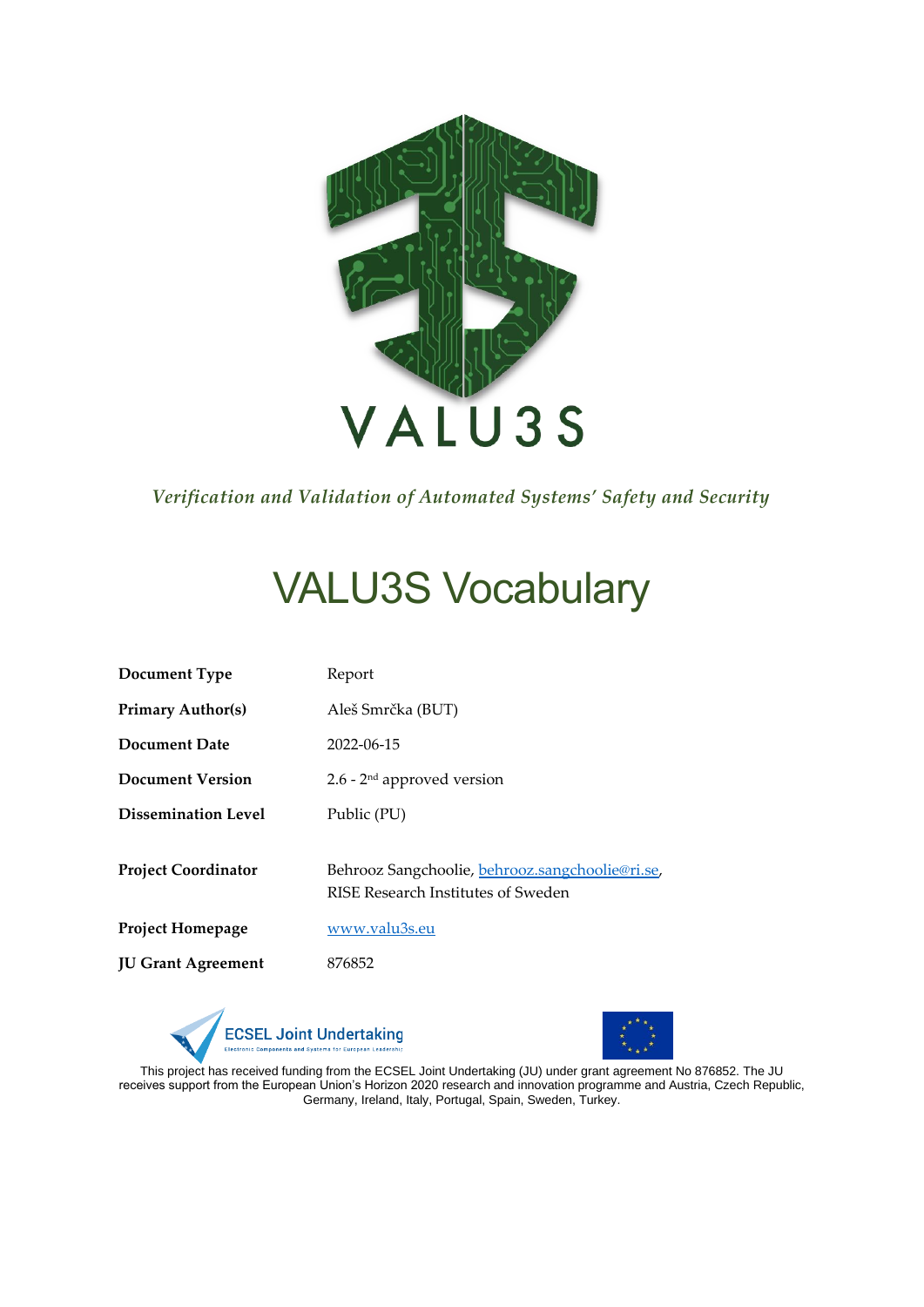VALU3S

*Verification and Validation of Automated Systems' Safety and Security*

# VALU3S Vocabulary

| | |
|---|---|
| **Document Type** | Report |
| **Primary Author(s)** | Aleš Smrčka (BUT) |
| **Document Date** | 2022-06-15 |
| **Document Version** | 2.6 - 2nd approved version |
| **Dissemination Level** | Public (PU) |
| **Project Coordinator** | Behrooz Sangchoolie, behrooz.sangchoolie@ri.se, RISE Research Institutes of Sweden |
| **Project Homepage** | www.valu3s.eu |
| **JU Grant Agreement** | 876852 |

ECSEL Joint Undertaking
Electronic Components and Systems for European Leadership

This project has received funding from the ECSEL Joint Undertaking (JU) under grant agreement No 876852. The JU receives support from the European Union's Horizon 2020 research and innovation programme and Austria, Czech Republic, Germany, Ireland, Italy, Portugal, Spain, Sweden, Turkey.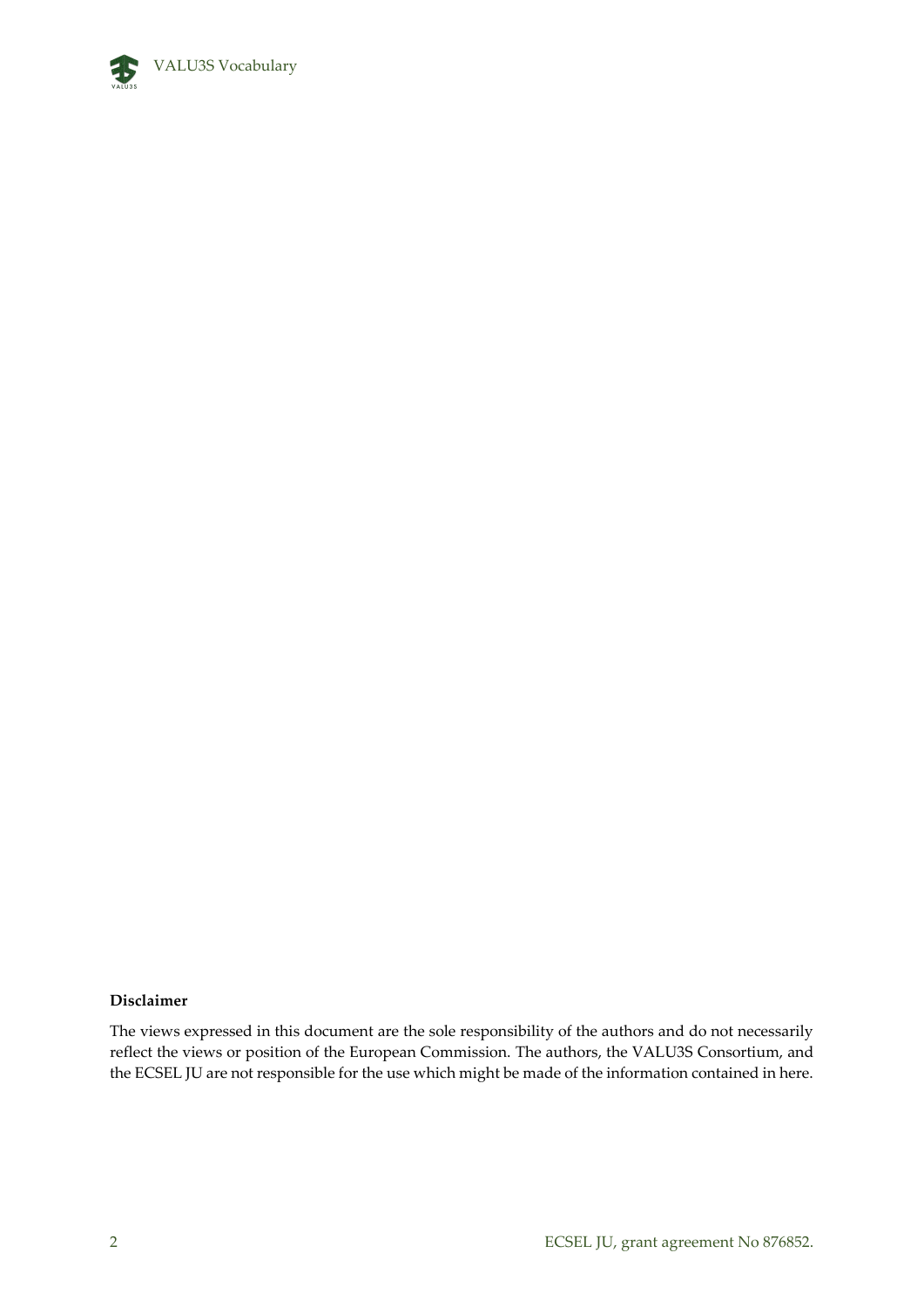**Disclaimer**

The views expressed in this document are the sole responsibility of the authors and do not necessarily reflect the views or position of the European Commission. The authors, the VALU3S Consortium, and the ECSEL JU are not responsible for the use which might be made of the information contained in here.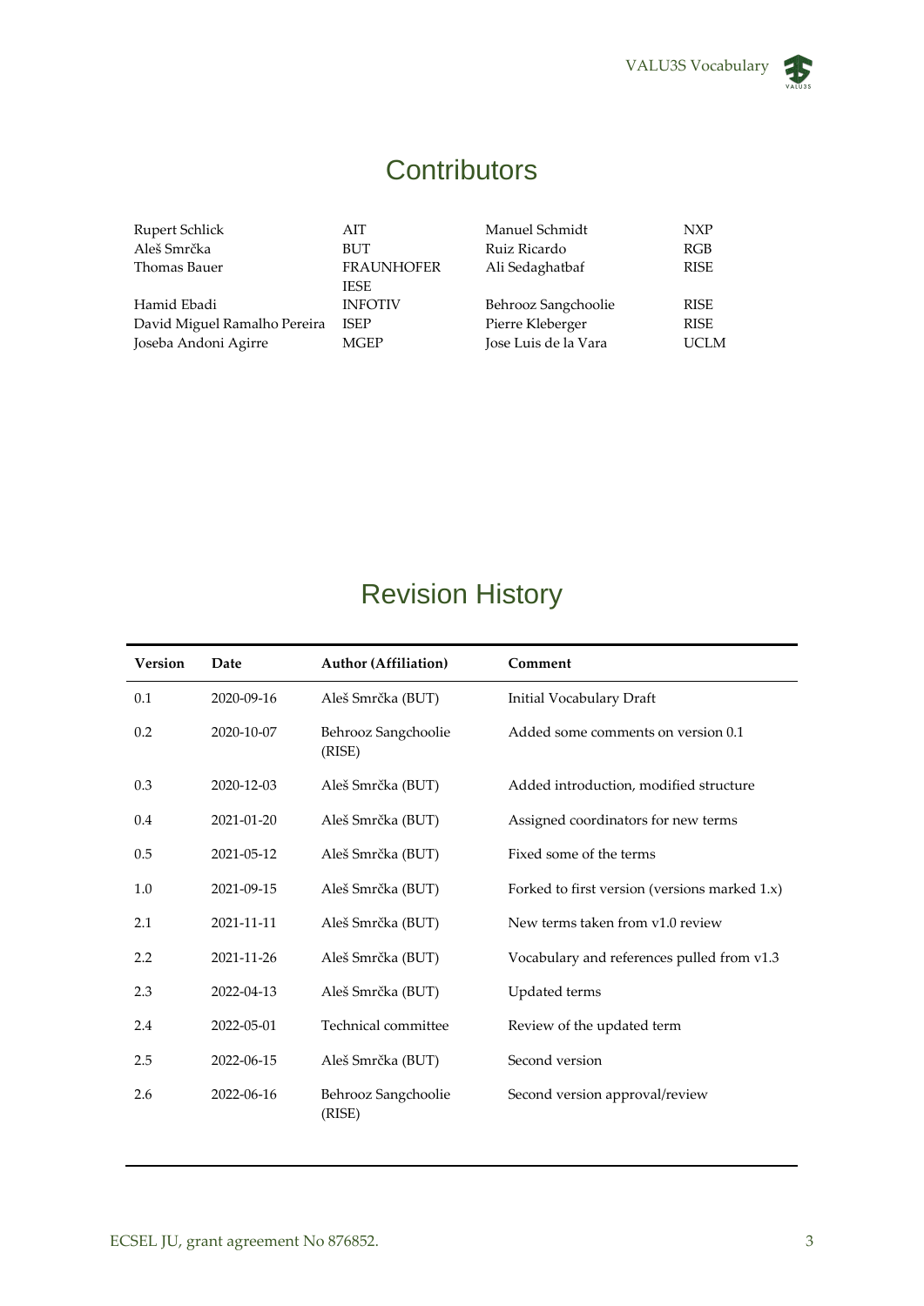# Contributors

| | | | |
|---|---|---|---|
| Rupert Schlick | AIT | Manuel Schmidt | NXP |
| Aleš Smrčka | BUT | Ruiz Ricardo | RGB |
| Thomas Bauer | FRAUNHOFER IESE | Ali Sedaghatbaf | RISE |
| Hamid Ebadi | INFOTIV | Behrooz Sangchoolie | RISE |
| David Miguel Ramalho Pereira | ISEP | Pierre Kleberger | RISE |
| Joseba Andoni Agirre | MGEP | Jose Luis de la Vara | UCLM |

# Revision History

| Version | Date | Author (Affiliation) | Comment |
|---|---|---|---|
| 0.1 | 2020-09-16 | Aleš Smrčka (BUT) | Initial Vocabulary Draft |
| 0.2 | 2020-10-07 | Behrooz Sangchoolie (RISE) | Added some comments on version 0.1 |
| 0.3 | 2020-12-03 | Aleš Smrčka (BUT) | Added introduction, modified structure |
| 0.4 | 2021-01-20 | Aleš Smrčka (BUT) | Assigned coordinators for new terms |
| 0.5 | 2021-05-12 | Aleš Smrčka (BUT) | Fixed some of the terms |
| 1.0 | 2021-09-15 | Aleš Smrčka (BUT) | Forked to first version (versions marked 1.x) |
| 2.1 | 2021-11-11 | Aleš Smrčka (BUT) | New terms taken from v1.0 review |
| 2.2 | 2021-11-26 | Aleš Smrčka (BUT) | Vocabulary and references pulled from v1.3 |
| 2.3 | 2022-04-13 | Aleš Smrčka (BUT) | Updated terms |
| 2.4 | 2022-05-01 | Technical committee | Review of the updated term |
| 2.5 | 2022-06-15 | Aleš Smrčka (BUT) | Second version |
| 2.6 | 2022-06-16 | Behrooz Sangchoolie (RISE) | Second version approval/review |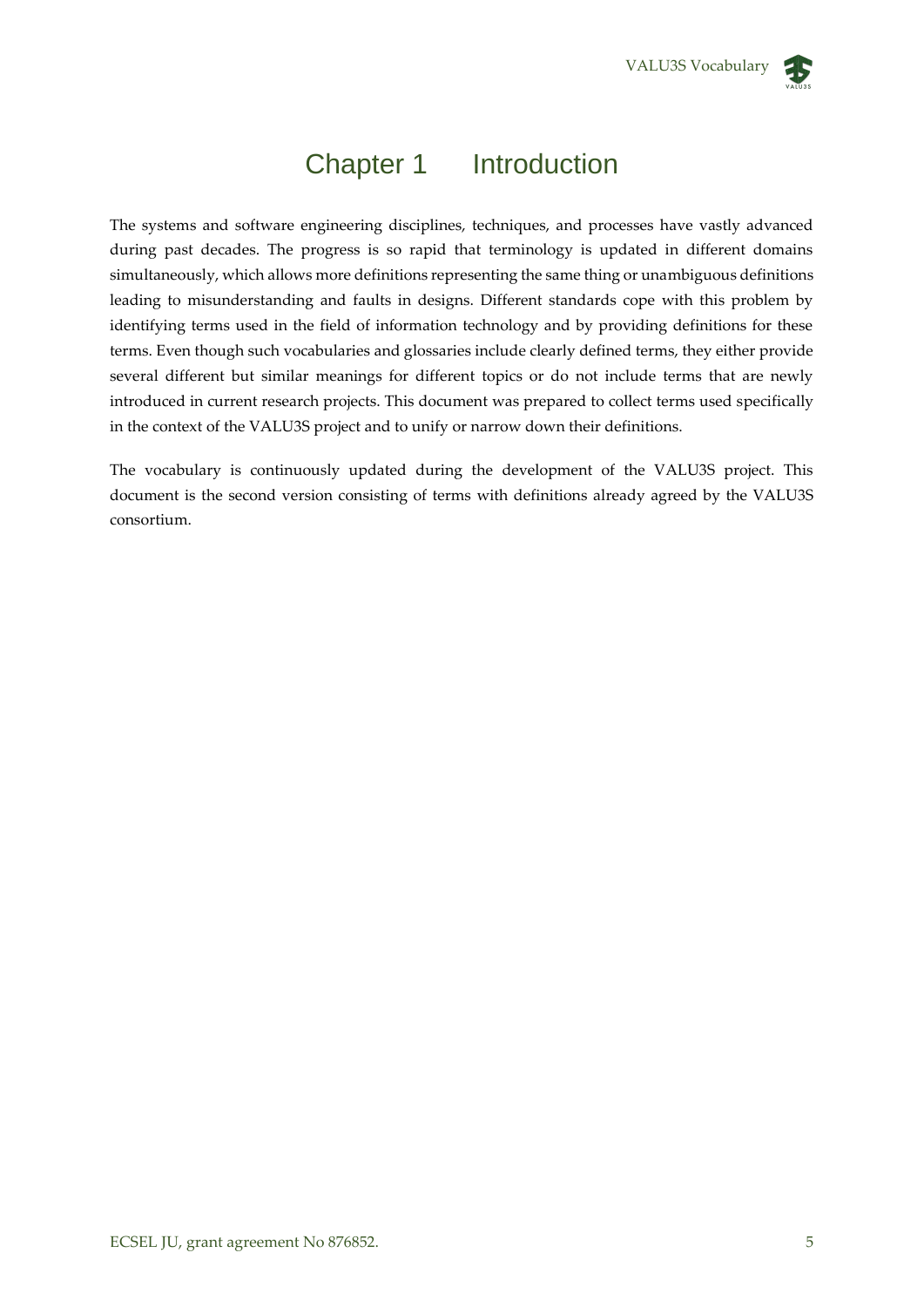# Chapter 1 Introduction

The systems and software engineering disciplines, techniques, and processes have vastly advanced during past decades. The progress is so rapid that terminology is updated in different domains simultaneously, which allows more definitions representing the same thing or unambiguous definitions leading to misunderstanding and faults in designs. Different standards cope with this problem by identifying terms used in the field of information technology and by providing definitions for these terms. Even though such vocabularies and glossaries include clearly defined terms, they either provide several different but similar meanings for different topics or do not include terms that are newly introduced in current research projects. This document was prepared to collect terms used specifically in the context of the VALU3S project and to unify or narrow down their definitions.

The vocabulary is continuously updated during the development of the VALU3S project. This document is the second version consisting of terms with definitions already agreed by the VALU3S consortium.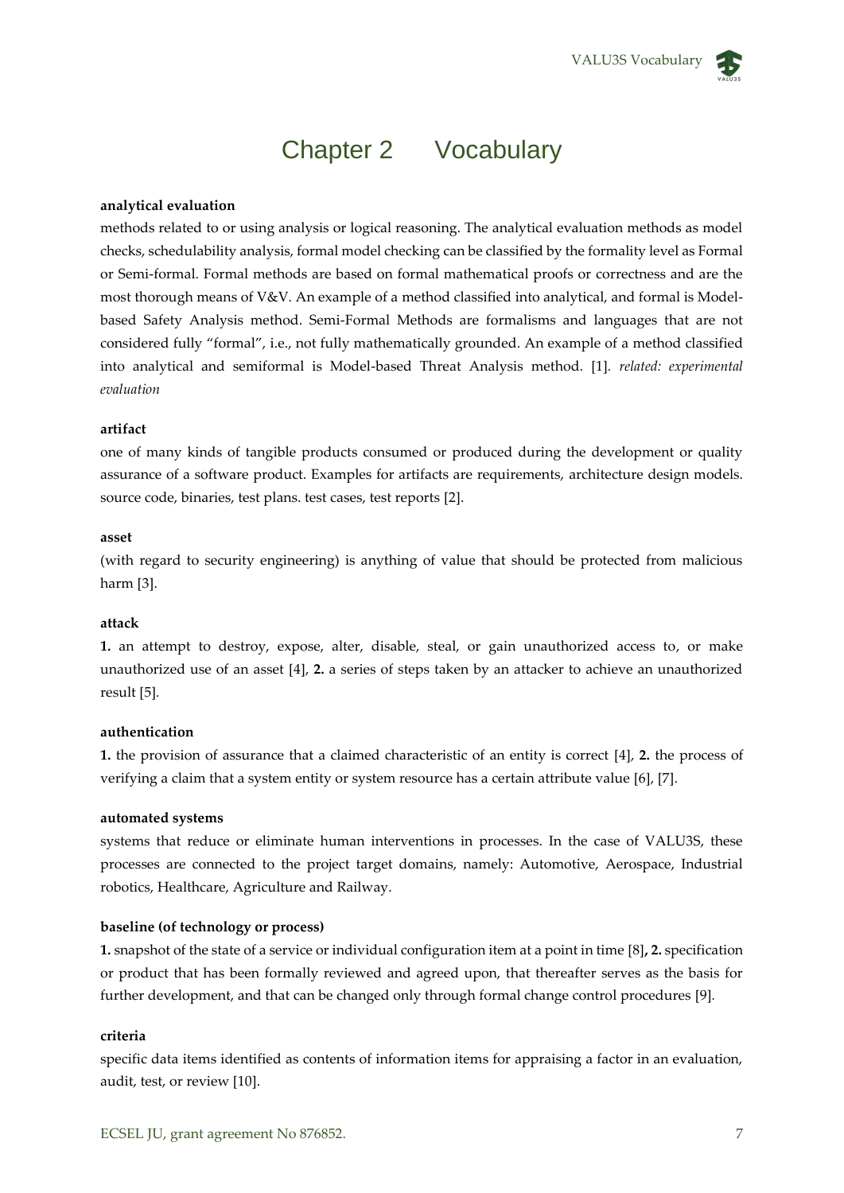# Chapter 2 Vocabulary

**analytical evaluation**

methods related to or using analysis or logical reasoning. The analytical evaluation methods as model checks, schedulability analysis, formal model checking can be classified by the formality level as Formal or Semi-formal. Formal methods are based on formal mathematical proofs or correctness and are the most thorough means of V&V. An example of a method classified into analytical, and formal is Model-based Safety Analysis method. Semi-Formal Methods are formalisms and languages that are not considered fully "formal", i.e., not fully mathematically grounded. An example of a method classified into analytical and semiformal is Model-based Threat Analysis method. [1]. *related: experimental evaluation*

**artifact**

one of many kinds of tangible products consumed or produced during the development or quality assurance of a software product. Examples for artifacts are requirements, architecture design models. source code, binaries, test plans. test cases, test reports [2].

**asset**

(with regard to security engineering) is anything of value that should be protected from malicious harm [3].

**attack**

**1.** an attempt to destroy, expose, alter, disable, steal, or gain unauthorized access to, or make unauthorized use of an asset [4], **2.** a series of steps taken by an attacker to achieve an unauthorized result [5].

**authentication**

**1.** the provision of assurance that a claimed characteristic of an entity is correct [4], **2.** the process of verifying a claim that a system entity or system resource has a certain attribute value [6], [7].

**automated systems**

systems that reduce or eliminate human interventions in processes. In the case of VALU3S, these processes are connected to the project target domains, namely: Automotive, Aerospace, Industrial robotics, Healthcare, Agriculture and Railway.

**baseline (of technology or process)**

**1.** snapshot of the state of a service or individual configuration item at a point in time [8]**, 2.** specification or product that has been formally reviewed and agreed upon, that thereafter serves as the basis for further development, and that can be changed only through formal change control procedures [9].

**criteria**

specific data items identified as contents of information items for appraising a factor in an evaluation, audit, test, or review [10].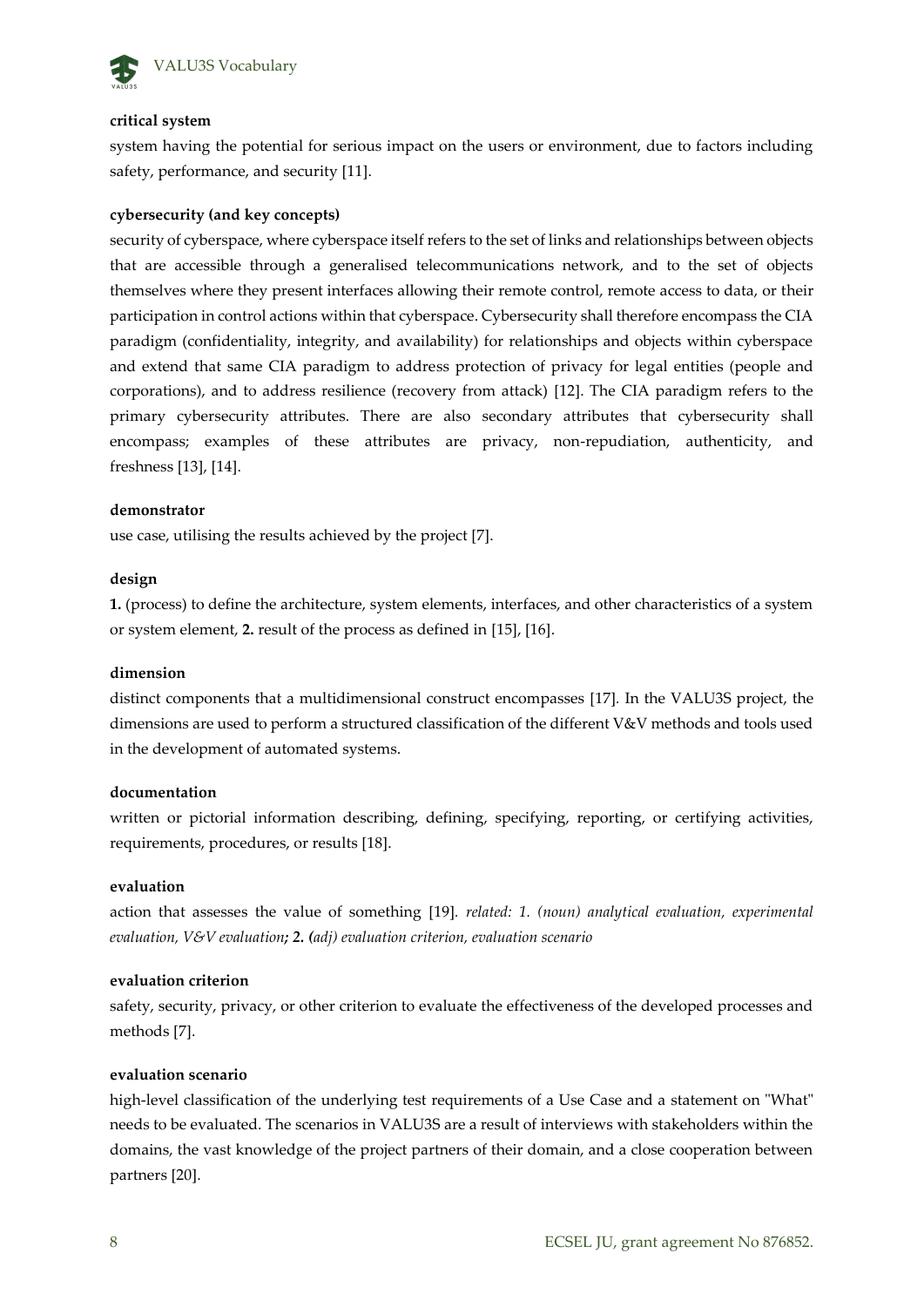**critical system**

system having the potential for serious impact on the users or environment, due to factors including safety, performance, and security [11].

**cybersecurity (and key concepts)**

security of cyberspace, where cyberspace itself refers to the set of links and relationships between objects that are accessible through a generalised telecommunications network, and to the set of objects themselves where they present interfaces allowing their remote control, remote access to data, or their participation in control actions within that cyberspace. Cybersecurity shall therefore encompass the CIA paradigm (confidentiality, integrity, and availability) for relationships and objects within cyberspace and extend that same CIA paradigm to address protection of privacy for legal entities (people and corporations), and to address resilience (recovery from attack) [12]. The CIA paradigm refers to the primary cybersecurity attributes. There are also secondary attributes that cybersecurity shall encompass; examples of these attributes are privacy, non-repudiation, authenticity, and freshness [13], [14].

**demonstrator**

use case, utilising the results achieved by the project [7].

**design**

**1.** (process) to define the architecture, system elements, interfaces, and other characteristics of a system or system element, **2.** result of the process as defined in [15], [16].

**dimension**

distinct components that a multidimensional construct encompasses [17]. In the VALU3S project, the dimensions are used to perform a structured classification of the different V&V methods and tools used in the development of automated systems.

**documentation**

written or pictorial information describing, defining, specifying, reporting, or certifying activities, requirements, procedures, or results [18].

**evaluation**

action that assesses the value of something [19]. *related: 1. (noun) analytical evaluation, experimental evaluation, V&V evaluation**; 2. (**adj) evaluation criterion, evaluation scenario*

**evaluation criterion**

safety, security, privacy, or other criterion to evaluate the effectiveness of the developed processes and methods [7].

**evaluation scenario**

high-level classification of the underlying test requirements of a Use Case and a statement on "What" needs to be evaluated. The scenarios in VALU3S are a result of interviews with stakeholders within the domains, the vast knowledge of the project partners of their domain, and a close cooperation between partners [20].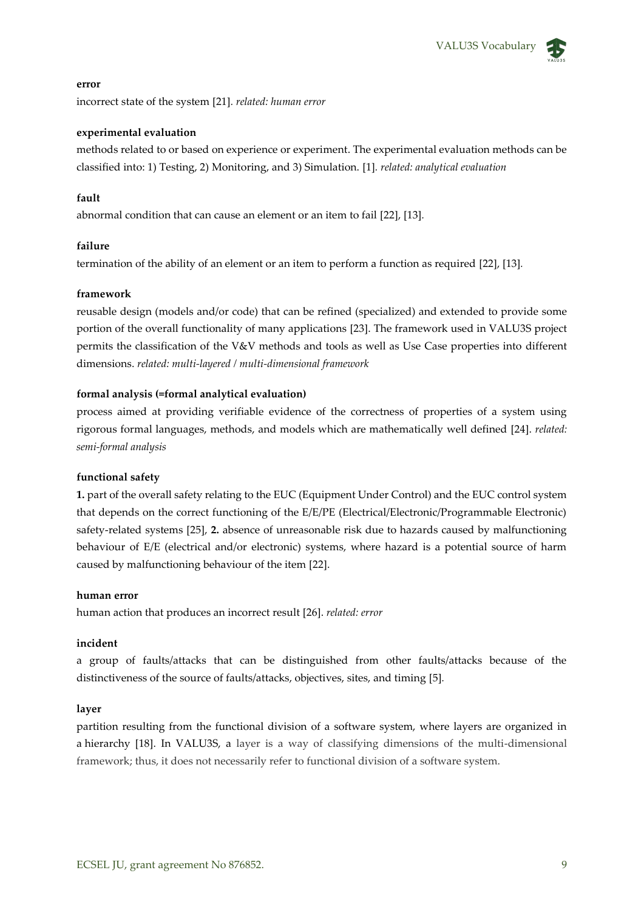**error**

incorrect state of the system [21]. *related: human error*

**experimental evaluation**

methods related to or based on experience or experiment. The experimental evaluation methods can be classified into: 1) Testing, 2) Monitoring, and 3) Simulation. [1]. *related: analytical evaluation*

**fault**

abnormal condition that can cause an element or an item to fail [22], [13].

**failure**

termination of the ability of an element or an item to perform a function as required [22], [13].

**framework**

reusable design (models and/or code) that can be refined (specialized) and extended to provide some portion of the overall functionality of many applications [23]. The framework used in VALU3S project permits the classification of the V&V methods and tools as well as Use Case properties into different dimensions. *related: multi-layered / multi-dimensional framework*

**formal analysis (=formal analytical evaluation)**

process aimed at providing verifiable evidence of the correctness of properties of a system using rigorous formal languages, methods, and models which are mathematically well defined [24]. *related: semi-formal analysis*

**functional safety**

**1.** part of the overall safety relating to the EUC (Equipment Under Control) and the EUC control system that depends on the correct functioning of the E/E/PE (Electrical/Electronic/Programmable Electronic) safety-related systems [25], **2.** absence of unreasonable risk due to hazards caused by malfunctioning behaviour of E/E (electrical and/or electronic) systems, where hazard is a potential source of harm caused by malfunctioning behaviour of the item [22].

**human error**

human action that produces an incorrect result [26]. *related: error*

**incident**

a group of faults/attacks that can be distinguished from other faults/attacks because of the distinctiveness of the source of faults/attacks, objectives, sites, and timing [5].

**layer**

partition resulting from the functional division of a software system, where layers are organized in a hierarchy [18]. In VALU3S, a layer is a way of classifying dimensions of the multi-dimensional framework; thus, it does not necessarily refer to functional division of a software system.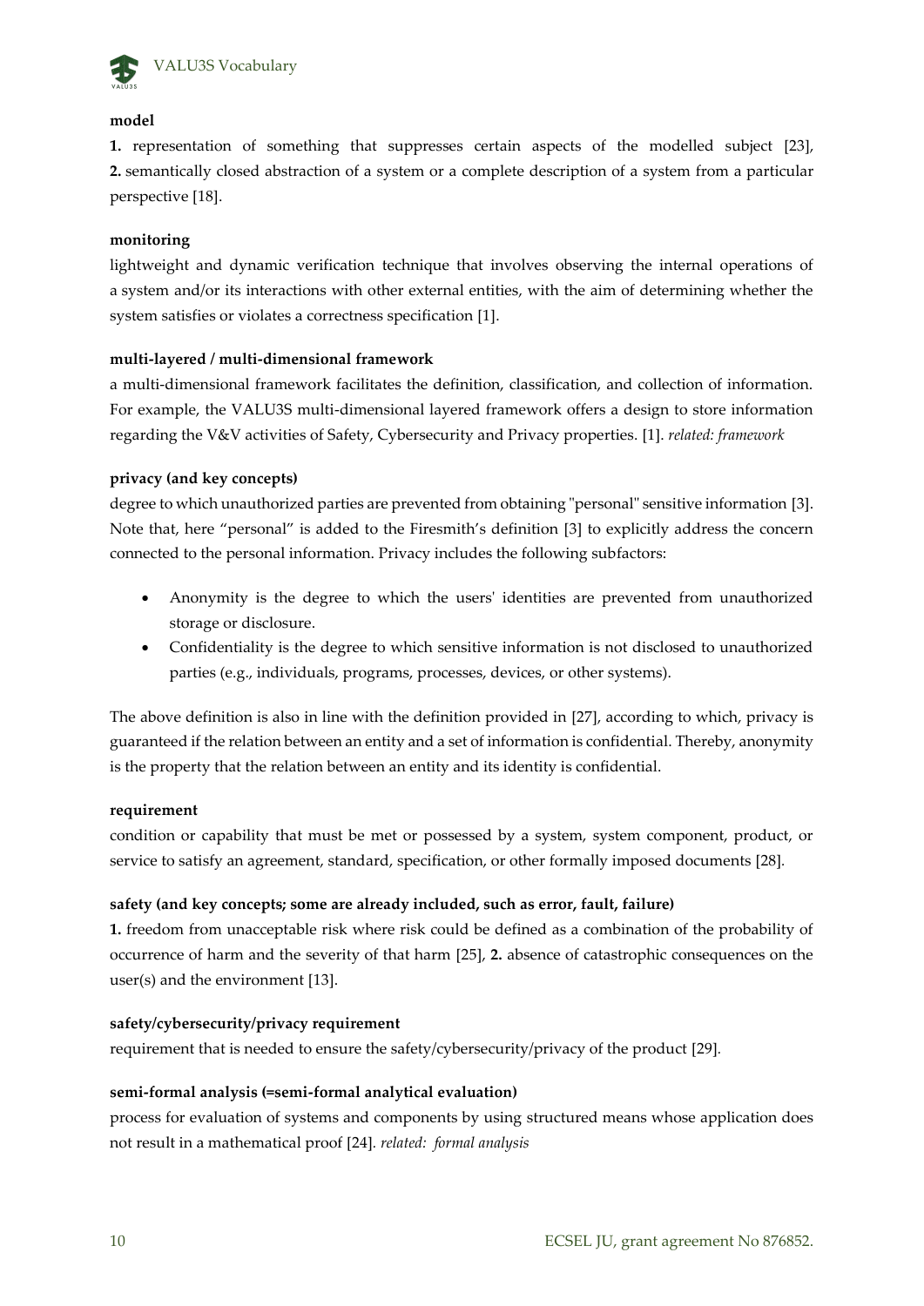**model**

**1.** representation of something that suppresses certain aspects of the modelled subject [23], **2.** semantically closed abstraction of a system or a complete description of a system from a particular perspective [18].

**monitoring**

lightweight and dynamic verification technique that involves observing the internal operations of a system and/or its interactions with other external entities, with the aim of determining whether the system satisfies or violates a correctness specification [1].

**multi-layered / multi-dimensional framework**

a multi-dimensional framework facilitates the definition, classification, and collection of information. For example, the VALU3S multi-dimensional layered framework offers a design to store information regarding the V&V activities of Safety, Cybersecurity and Privacy properties. [1]. *related: framework*

**privacy (and key concepts)**

degree to which unauthorized parties are prevented from obtaining "personal" sensitive information [3]. Note that, here "personal" is added to the Firesmith's definition [3] to explicitly address the concern connected to the personal information. Privacy includes the following subfactors:

- Anonymity is the degree to which the users' identities are prevented from unauthorized storage or disclosure.
- Confidentiality is the degree to which sensitive information is not disclosed to unauthorized parties (e.g., individuals, programs, processes, devices, or other systems).

The above definition is also in line with the definition provided in [27], according to which, privacy is guaranteed if the relation between an entity and a set of information is confidential. Thereby, anonymity is the property that the relation between an entity and its identity is confidential.

**requirement**

condition or capability that must be met or possessed by a system, system component, product, or service to satisfy an agreement, standard, specification, or other formally imposed documents [28].

**safety (and key concepts; some are already included, such as error, fault, failure)**

**1.** freedom from unacceptable risk where risk could be defined as a combination of the probability of occurrence of harm and the severity of that harm [25], **2.** absence of catastrophic consequences on the user(s) and the environment [13].

**safety/cybersecurity/privacy requirement**

requirement that is needed to ensure the safety/cybersecurity/privacy of the product [29].

**semi-formal analysis (=semi-formal analytical evaluation)**

process for evaluation of systems and components by using structured means whose application does not result in a mathematical proof [24]. *related: formal analysis*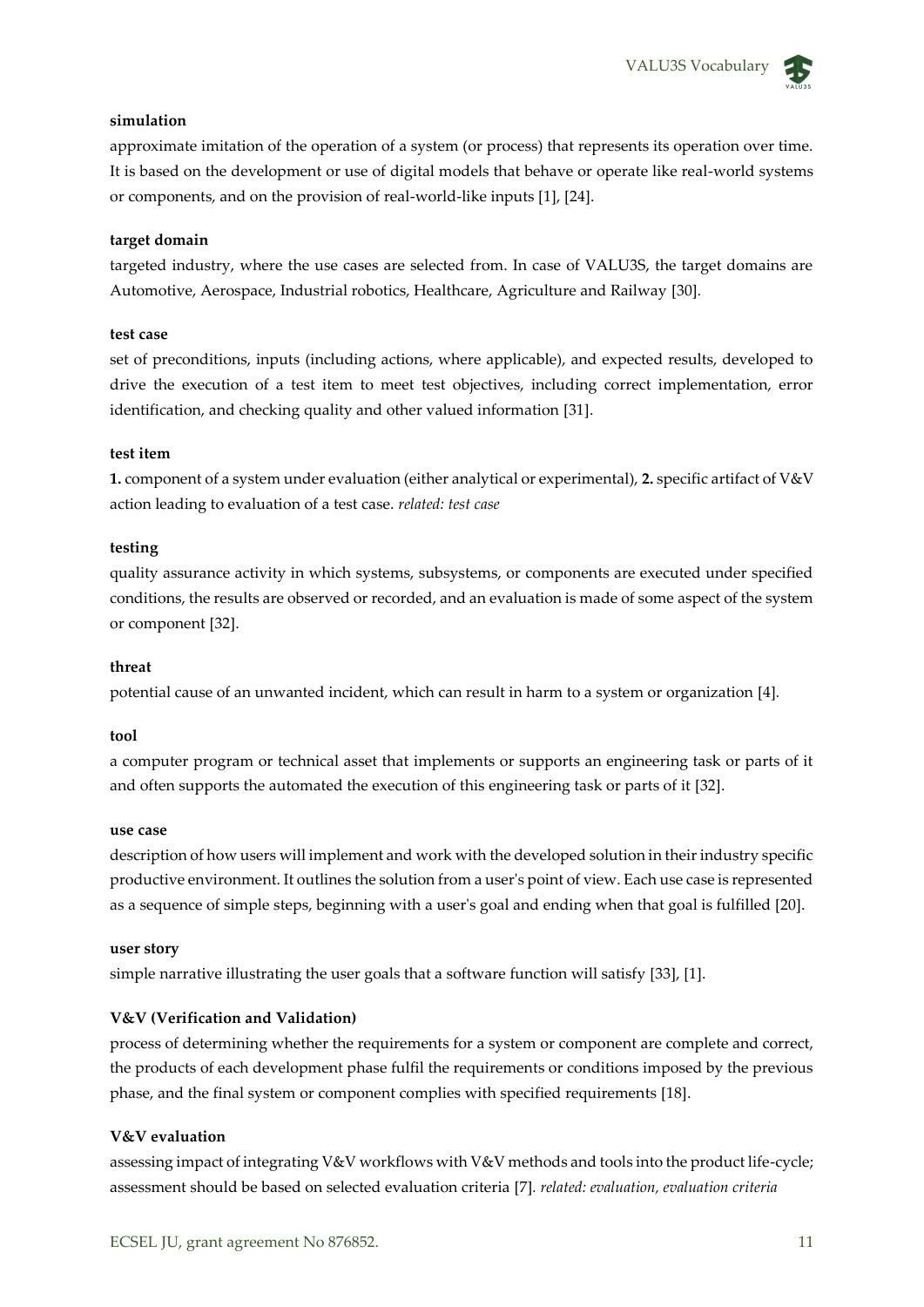**simulation**

approximate imitation of the operation of a system (or process) that represents its operation over time. It is based on the development or use of digital models that behave or operate like real-world systems or components, and on the provision of real-world-like inputs [1], [24].

**target domain**

targeted industry, where the use cases are selected from. In case of VALU3S, the target domains are Automotive, Aerospace, Industrial robotics, Healthcare, Agriculture and Railway [30].

**test case**

set of preconditions, inputs (including actions, where applicable), and expected results, developed to drive the execution of a test item to meet test objectives, including correct implementation, error identification, and checking quality and other valued information [31].

**test item**

**1.** component of a system under evaluation (either analytical or experimental), **2.** specific artifact of V&V action leading to evaluation of a test case. *related: test case*

**testing**

quality assurance activity in which systems, subsystems, or components are executed under specified conditions, the results are observed or recorded, and an evaluation is made of some aspect of the system or component [32].

**threat**

potential cause of an unwanted incident, which can result in harm to a system or organization [4].

**tool**

a computer program or technical asset that implements or supports an engineering task or parts of it and often supports the automated the execution of this engineering task or parts of it [32].

**use case**

description of how users will implement and work with the developed solution in their industry specific productive environment. It outlines the solution from a user's point of view. Each use case is represented as a sequence of simple steps, beginning with a user's goal and ending when that goal is fulfilled [20].

**user story**

simple narrative illustrating the user goals that a software function will satisfy [33], [1].

**V&V (Verification and Validation)**

process of determining whether the requirements for a system or component are complete and correct, the products of each development phase fulfil the requirements or conditions imposed by the previous phase, and the final system or component complies with specified requirements [18].

**V&V evaluation**

assessing impact of integrating V&V workflows with V&V methods and tools into the product life-cycle; assessment should be based on selected evaluation criteria [7]. *related: evaluation, evaluation criteria*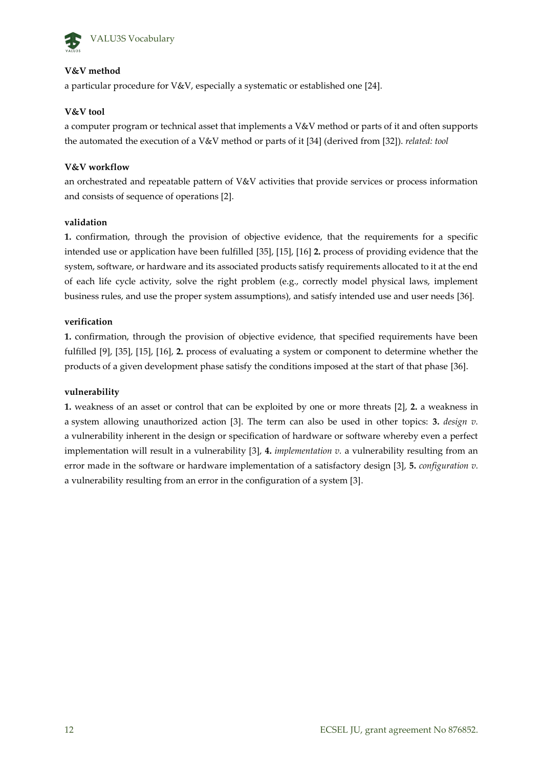**V&V method**

a particular procedure for V&V, especially a systematic or established one [24].

**V&V tool**

a computer program or technical asset that implements a V&V method or parts of it and often supports the automated the execution of a V&V method or parts of it [34] (derived from [32]). *related: tool*

**V&V workflow**

an orchestrated and repeatable pattern of V&V activities that provide services or process information and consists of sequence of operations [2].

**validation**

**1.** confirmation, through the provision of objective evidence, that the requirements for a specific intended use or application have been fulfilled [35], [15], [16] **2.** process of providing evidence that the system, software, or hardware and its associated products satisfy requirements allocated to it at the end of each life cycle activity, solve the right problem (e.g., correctly model physical laws, implement business rules, and use the proper system assumptions), and satisfy intended use and user needs [36].

**verification**

**1.** confirmation, through the provision of objective evidence, that specified requirements have been fulfilled [9], [35], [15], [16], **2.** process of evaluating a system or component to determine whether the products of a given development phase satisfy the conditions imposed at the start of that phase [36].

**vulnerability**

**1.** weakness of an asset or control that can be exploited by one or more threats [2], **2.** a weakness in a system allowing unauthorized action [3]. The term can also be used in other topics: **3.** *design v.* a vulnerability inherent in the design or specification of hardware or software whereby even a perfect implementation will result in a vulnerability [3], **4.** *implementation v.* a vulnerability resulting from an error made in the software or hardware implementation of a satisfactory design [3], **5.** *configuration v.* a vulnerability resulting from an error in the configuration of a system [3].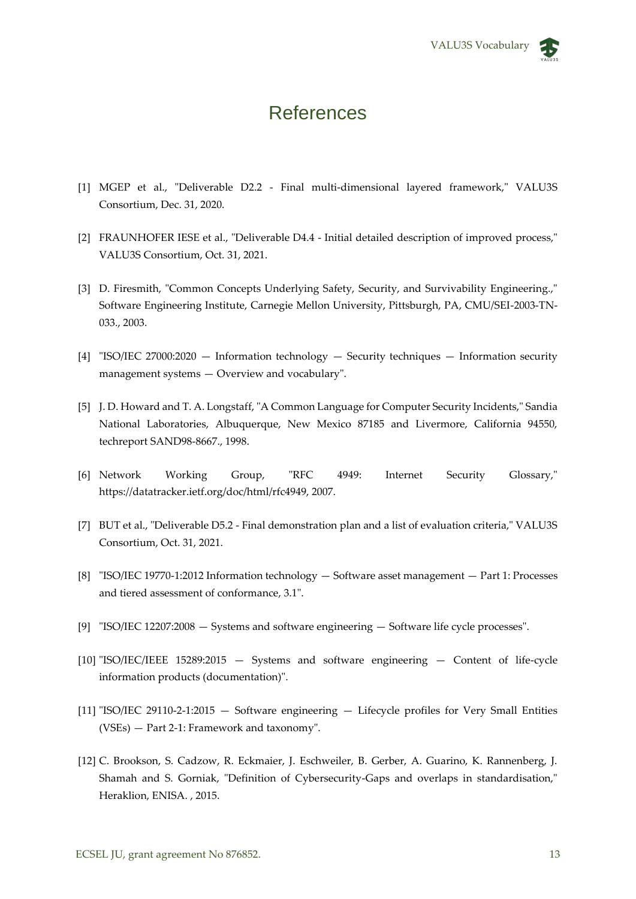# References

[1] MGEP et al., "Deliverable D2.2 - Final multi-dimensional layered framework," VALU3S Consortium, Dec. 31, 2020.

[2] FRAUNHOFER IESE et al., "Deliverable D4.4 - Initial detailed description of improved process," VALU3S Consortium, Oct. 31, 2021.

[3] D. Firesmith, "Common Concepts Underlying Safety, Security, and Survivability Engineering.," Software Engineering Institute, Carnegie Mellon University, Pittsburgh, PA, CMU/SEI-2003-TN-033., 2003.

[4] "ISO/IEC 27000:2020 — Information technology — Security techniques — Information security management systems — Overview and vocabulary".

[5] J. D. Howard and T. A. Longstaff, "A Common Language for Computer Security Incidents," Sandia National Laboratories, Albuquerque, New Mexico 87185 and Livermore, California 94550, techreport SAND98-8667., 1998.

[6] Network Working Group, "RFC 4949: Internet Security Glossary," https://datatracker.ietf.org/doc/html/rfc4949, 2007.

[7] BUT et al., "Deliverable D5.2 - Final demonstration plan and a list of evaluation criteria," VALU3S Consortium, Oct. 31, 2021.

[8] "ISO/IEC 19770-1:2012 Information technology — Software asset management — Part 1: Processes and tiered assessment of conformance, 3.1".

[9] "ISO/IEC 12207:2008 — Systems and software engineering — Software life cycle processes".

[10] "ISO/IEC/IEEE 15289:2015 — Systems and software engineering — Content of life-cycle information products (documentation)".

[11] "ISO/IEC 29110-2-1:2015 — Software engineering — Lifecycle profiles for Very Small Entities (VSEs) — Part 2-1: Framework and taxonomy".

[12] C. Brookson, S. Cadzow, R. Eckmaier, J. Eschweiler, B. Gerber, A. Guarino, K. Rannenberg, J. Shamah and S. Gorniak, "Definition of Cybersecurity-Gaps and overlaps in standardisation," Heraklion, ENISA. , 2015.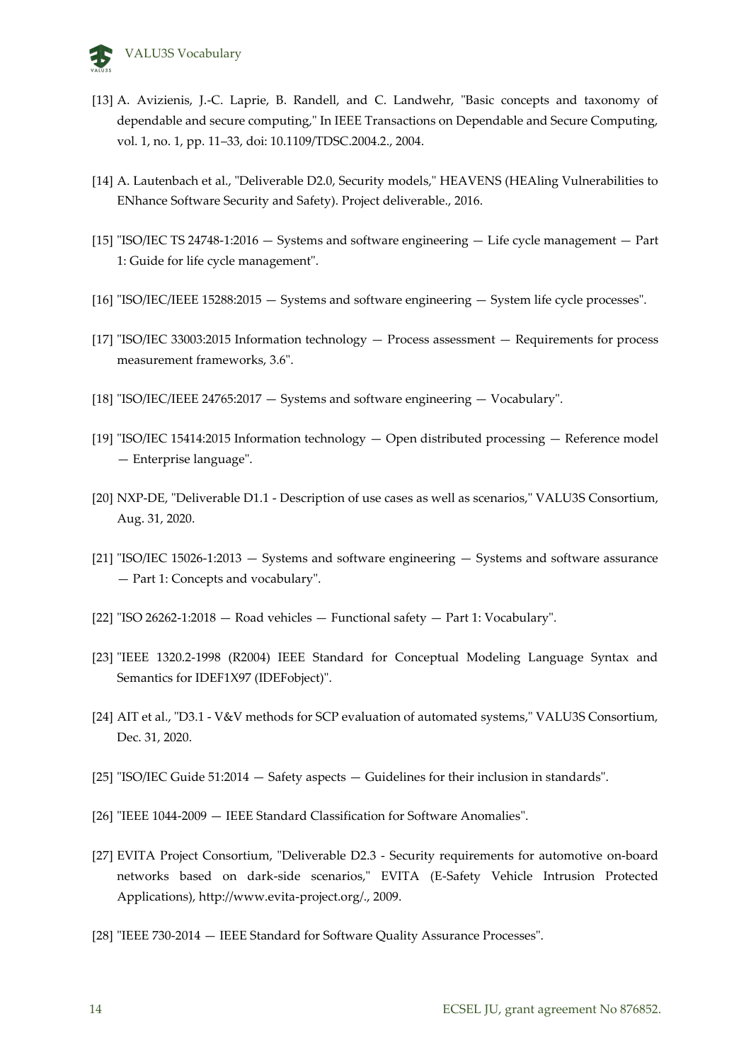[13] A. Avizienis, J.-C. Laprie, B. Randell, and C. Landwehr, "Basic concepts and taxonomy of dependable and secure computing," In IEEE Transactions on Dependable and Secure Computing, vol. 1, no. 1, pp. 11–33, doi: 10.1109/TDSC.2004.2., 2004.

[14] A. Lautenbach et al., "Deliverable D2.0, Security models," HEAVENS (HEAling Vulnerabilities to ENhance Software Security and Safety). Project deliverable., 2016.

[15] "ISO/IEC TS 24748-1:2016 — Systems and software engineering — Life cycle management — Part 1: Guide for life cycle management".

[16] "ISO/IEC/IEEE 15288:2015 — Systems and software engineering — System life cycle processes".

[17] "ISO/IEC 33003:2015 Information technology — Process assessment — Requirements for process measurement frameworks, 3.6".

[18] "ISO/IEC/IEEE 24765:2017 — Systems and software engineering — Vocabulary".

[19] "ISO/IEC 15414:2015 Information technology — Open distributed processing — Reference model — Enterprise language".

[20] NXP-DE, "Deliverable D1.1 - Description of use cases as well as scenarios," VALU3S Consortium, Aug. 31, 2020.

[21] "ISO/IEC 15026-1:2013 — Systems and software engineering — Systems and software assurance — Part 1: Concepts and vocabulary".

[22] "ISO 26262-1:2018 — Road vehicles — Functional safety — Part 1: Vocabulary".

[23] "IEEE 1320.2-1998 (R2004) IEEE Standard for Conceptual Modeling Language Syntax and Semantics for IDEF1X97 (IDEFobject)".

[24] AIT et al., "D3.1 - V&V methods for SCP evaluation of automated systems," VALU3S Consortium, Dec. 31, 2020.

[25] "ISO/IEC Guide 51:2014 — Safety aspects — Guidelines for their inclusion in standards".

[26] "IEEE 1044-2009 — IEEE Standard Classification for Software Anomalies".

[27] EVITA Project Consortium, "Deliverable D2.3 - Security requirements for automotive on-board networks based on dark-side scenarios," EVITA (E-Safety Vehicle Intrusion Protected Applications), http://www.evita-project.org/., 2009.

[28] "IEEE 730-2014 — IEEE Standard for Software Quality Assurance Processes".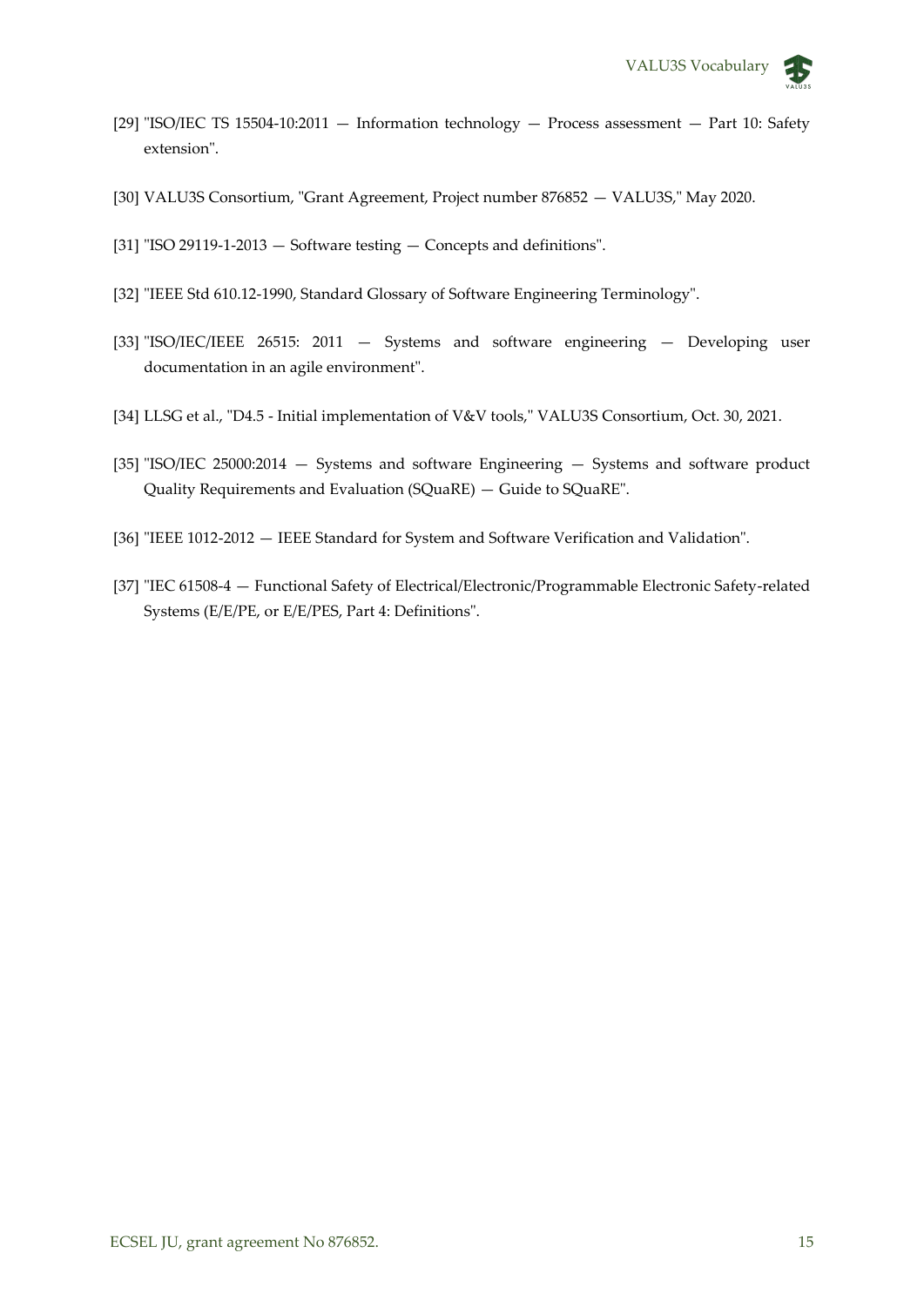[29] "ISO/IEC TS 15504-10:2011 — Information technology — Process assessment — Part 10: Safety extension".

[30] VALU3S Consortium, "Grant Agreement, Project number 876852 — VALU3S," May 2020.

[31] "ISO 29119-1-2013 — Software testing — Concepts and definitions".

[32] "IEEE Std 610.12-1990, Standard Glossary of Software Engineering Terminology".

[33] "ISO/IEC/IEEE 26515: 2011 — Systems and software engineering — Developing user documentation in an agile environment".

[34] LLSG et al., "D4.5 - Initial implementation of V&V tools," VALU3S Consortium, Oct. 30, 2021.

[35] "ISO/IEC 25000:2014 — Systems and software Engineering — Systems and software product Quality Requirements and Evaluation (SQuaRE) — Guide to SQuaRE".

[36] "IEEE 1012-2012 — IEEE Standard for System and Software Verification and Validation".

[37] "IEC 61508-4 — Functional Safety of Electrical/Electronic/Programmable Electronic Safety-related Systems (E/E/PE, or E/E/PES, Part 4: Definitions".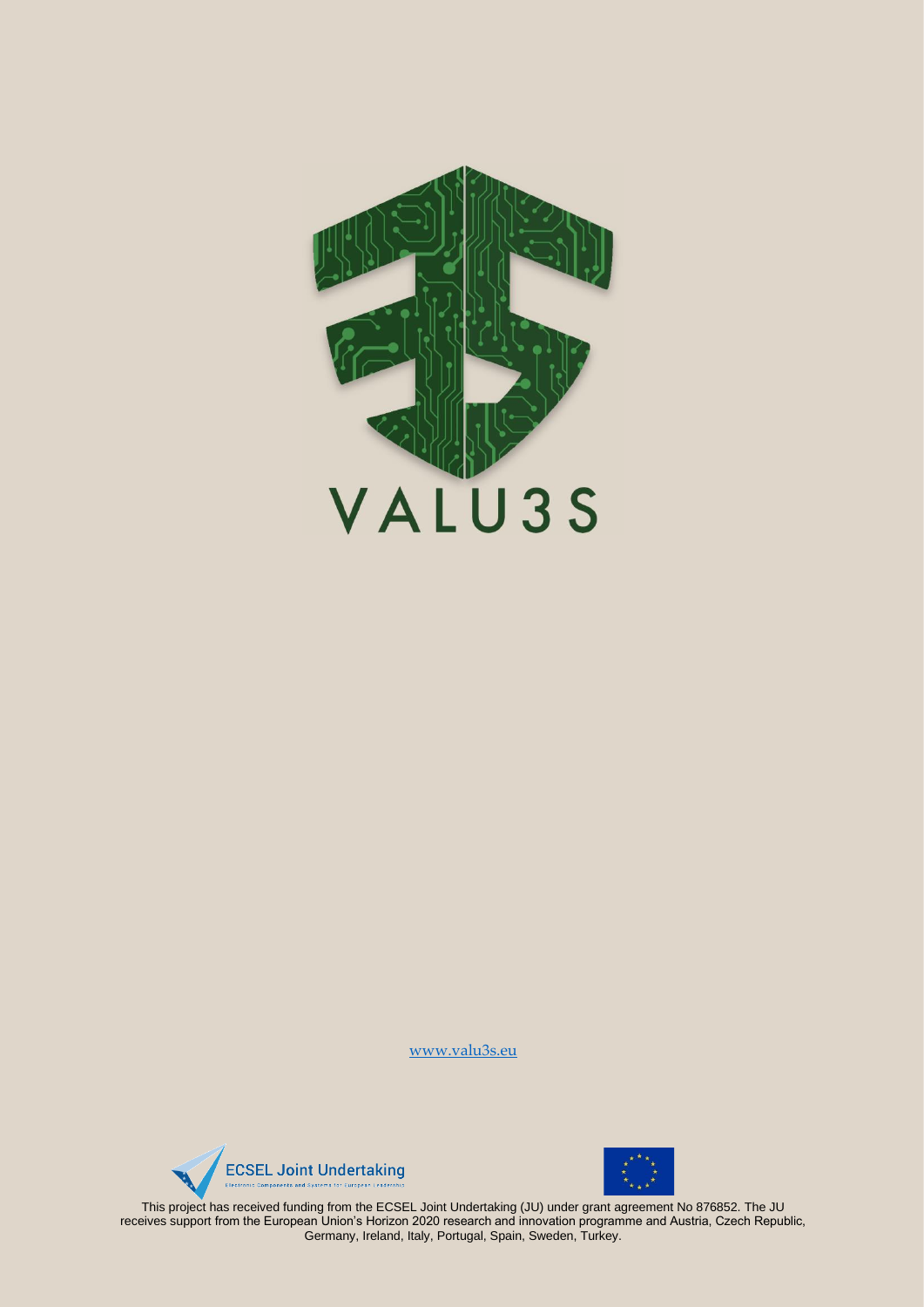VALU3S

www.valu3s.eu

ECSEL Joint Undertaking

Electronic Components and Systems for European Leadership

This project has received funding from the ECSEL Joint Undertaking (JU) under grant agreement No 876852. The JU receives support from the European Union's Horizon 2020 research and innovation programme and Austria, Czech Republic, Germany, Ireland, Italy, Portugal, Spain, Sweden, Turkey.